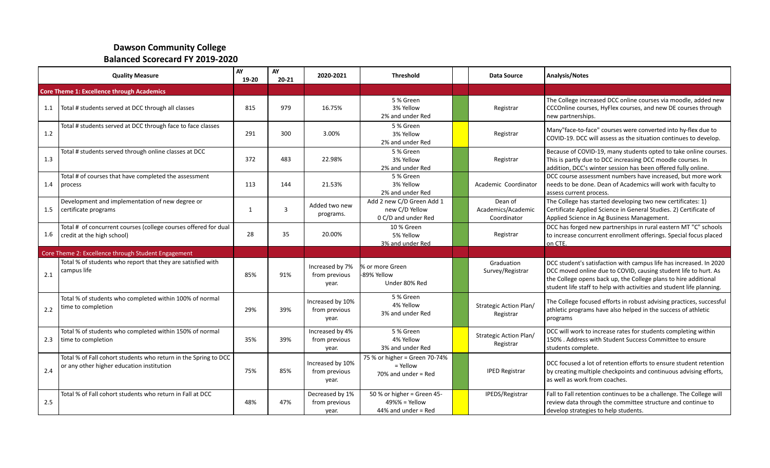## Dawson Community College
## Balanced Scorecard FY 2019-2020

| | Quality Measure | AY 19-20 | AY 20-21 | 2020-2021 | Threshold | | Data Source | Analysis/Notes |
|---|---|---|---|---|---|---|---|---|
| **Core Theme 1: Excellence through Academics** | | | | | | | | |
| 1.1 | Total # students served at DCC through all classes | 815 | 979 | 16.75% | 5 % Green<br>3% Yellow<br>2% and under Red | | Registrar | The College increased DCC online courses via moodle, added new CCCOnline courses, HyFlex courses, and new DE courses through new partnerships. |
| 1.2 | Total # students served at DCC through face to face classes | 291 | 300 | 3.00% | 5 % Green<br>3% Yellow<br>2% and under Red | | Registrar | Many"face-to-face" courses were converted into hy-flex due to COVID-19. DCC will assess as the situation continues to develop. |
| 1.3 | Total # students served through online classes at DCC | 372 | 483 | 22.98% | 5 % Green<br>3% Yellow<br>2% and under Red | | Registrar | Because of COVID-19, many students opted to take online courses. This is partly due to DCC increasing DCC moodle courses. In addition, DCC's winter session has been offered fully online. |
| 1.4 | Total # of courses that have completed the assessment process | 113 | 144 | 21.53% | 5 % Green<br>3% Yellow<br>2% and under Red | | Academic Coordinator | DCC course assessment numbers have increased, but more work needs to be done. Dean of Academics will work with faculty to assess current process. |
| 1.5 | Development and implementation of new degree or certificate programs | 1 | 3 | Added two new programs. | Add 2 new C/D Green Add 1 new C/D Yellow<br>0 C/D and under Red | | Dean of Academics/Academic Coordinator | The College has started developing two new certificates: 1) Certificate Applied Science in General Studies. 2) Certificate of Applied Science in Ag Business Management. |
| 1.6 | Total # of concurrent courses (college courses offered for dual credit at the high school) | 28 | 35 | 20.00% | 10 % Green<br>5% Yellow<br>3% and under Red | | Registrar | DCC has forged new partnerships in rural eastern MT "C" schools to increase concurrent enrollment offerings. Special focus placed on CTE. |
| **Core Theme 2: Excellence through Student Engagement** | | | | | | | | |
| 2.1 | Total % of students who report that they are satisfied with campus life | 85% | 91% | Increased by 7% from previous year. | % or more Green<br>-89% Yellow<br>Under 80% Red | | Graduation Survey/Registrar | DCC student's satisfaction with campus life has increased. In 2020 DCC moved online due to COVID, causing student life to hurt. As the College opens back up, the College plans to hire additional student life staff to help with activities and student life planning. |
| 2.2 | Total % of students who completed within 100% of normal time to completion | 29% | 39% | Increased by 10% from previous year. | 5 % Green<br>4% Yellow<br>3% and under Red | | Strategic Action Plan/ Registrar | The College focused efforts in robust advising practices, successful athletic programs have also helped in the success of athletic programs |
| 2.3 | Total % of students who completed within 150% of normal time to completion | 35% | 39% | Increased by 4% from previous year. | 5 % Green<br>4% Yellow<br>3% and under Red | | Strategic Action Plan/ Registrar | DCC will work to increase rates for students completing within 150% . Address with Student Success Committee to ensure students complete. |
| 2.4 | Total % of Fall cohort students who return in the Spring to DCC or any other higher education institution | 75% | 85% | Increased by 10% from previous year. | 75 % or higher = Green 70-74% = Yellow<br>70% and under = Red | | IPED Registrar | DCC focused a lot of retention efforts to ensure student retention by creating multiple checkpoints and continuous advising efforts, as well as work from coaches. |
| 2.5 | Total % of Fall cohort students who return in Fall at DCC | 48% | 47% | Decreased by 1% from previous year. | 50 % or higher = Green 45-49%% = Yellow<br>44% and under = Red | | IPEDS/Registrar | Fall to Fall retention continues to be a challenge. The College will review data through the committee structure and continue to develop strategies to help students. |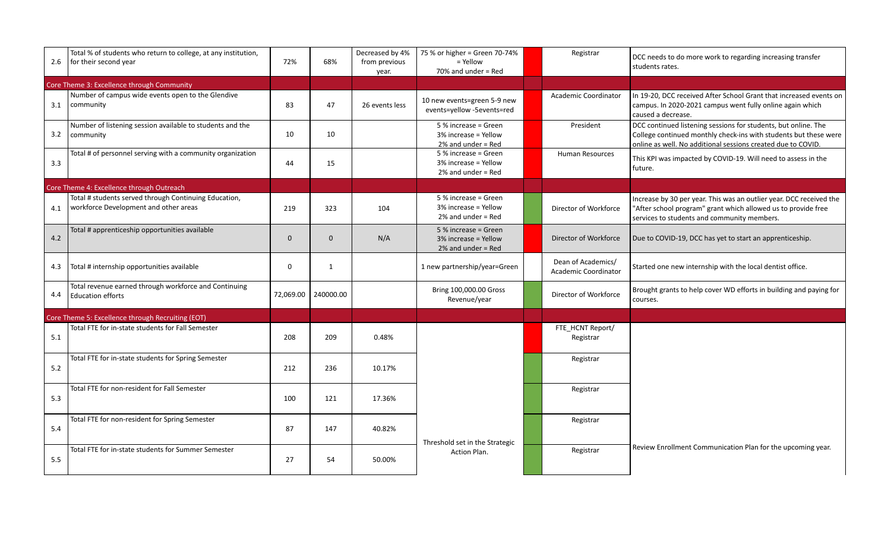| | | | | | | | | |
|---|---|---|---|---|---|---|---|---|
| 2.6 | Total % of students who return to college, at any institution, for their second year | 72% | 68% | Decreased by 4% from previous year. | 75 % or higher = Green 70-74% = Yellow 70% and under = Red | | Registrar | DCC needs to do more work to regarding increasing transfer students rates. |
| Core Theme 3: Excellence through Community | | | | | | | | |
| 3.1 | Number of campus wide events open to the Glendive community | 83 | 47 | 26 events less | 10 new events=green 5-9 new events=yellow -5events=red | | Academic Coordinator | In 19-20, DCC received After School Grant that increased events on campus. In 2020-2021 campus went fully online again which caused a decrease. |
| 3.2 | Number of listening session available to students and the community | 10 | 10 | | 5 % increase = Green 3% increase = Yellow 2% and under = Red | | President | DCC continued listening sessions for students, but online. The College continued monthly check-ins with students but these were online as well. No additional sessions created due to COVID. |
| 3.3 | Total # of personnel serving with a community organization | 44 | 15 | | 5 % increase = Green 3% increase = Yellow 2% and under = Red | | Human Resources | This KPI was impacted by COVID-19. Will need to assess in the future. |
| Core Theme 4: Excellence through Outreach | | | | | | | | |
| 4.1 | Total # students served through Continuing Education, workforce Development and other areas | 219 | 323 | 104 | 5 % increase = Green 3% increase = Yellow 2% and under = Red | | Director of Workforce | Increase by 30 per year. This was an outlier year. DCC received the "After school program" grant which allowed us to provide free services to students and community members. |
| 4.2 | Total # apprenticeship opportunities available | 0 | 0 | N/A | 5 % increase = Green 3% increase = Yellow 2% and under = Red | | Director of Workforce | Due to COVID-19, DCC has yet to start an apprenticeship. |
| 4.3 | Total # internship opportunities available | 0 | 1 | | 1 new partnership/year=Green | | Dean of Academics/ Academic Coordinator | Started one new internship with the local dentist office. |
| 4.4 | Total revenue earned through workforce and Continuing Education efforts | 72,069.00 | 240000.00 | | Bring 100,000.00 Gross Revenue/year | | Director of Workforce | Brought grants to help cover WD efforts in building and paying for courses. |
| Core Theme 5: Excellence through Recruiting (EOT) | | | | | | | | |
| 5.1 | Total FTE for in-state students for Fall Semester | 208 | 209 | 0.48% | Threshold set in the Strategic Action Plan. | | FTE_HCNT Report/ Registrar | Review Enrollment Communication Plan for the upcoming year. |
| 5.2 | Total FTE for in-state students for Spring Semester | 212 | 236 | 10.17% | | | Registrar | |
| 5.3 | Total FTE for non-resident for Fall Semester | 100 | 121 | 17.36% | | | Registrar | |
| 5.4 | Total FTE for non-resident for Spring Semester | 87 | 147 | 40.82% | | | Registrar | |
| 5.5 | Total FTE for in-state students for Summer Semester | 27 | 54 | 50.00% | | | Registrar | |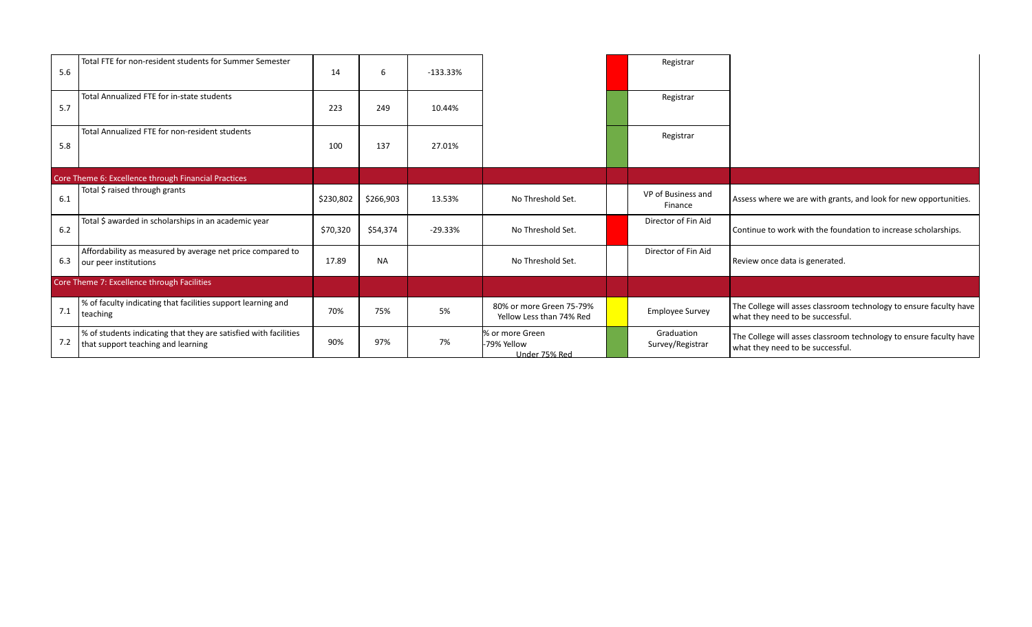| | | | | | | | | |
|---|---|---|---|---|---|---|---|---|
| 5.6 | Total FTE for non-resident students for Summer Semester | 14 | 6 | -133.33% | | | Registrar | |
| 5.7 | Total Annualized FTE for in-state students | 223 | 249 | 10.44% | | | Registrar | |
| 5.8 | Total Annualized FTE for non-resident students | 100 | 137 | 27.01% | | | Registrar | |
| Core Theme 6: Excellence through Financial Practices | | | | | | | | |
| 6.1 | Total $ raised through grants | $230,802 | $266,903 | 13.53% | No Threshold Set. | | VP of Business and Finance | Assess where we are with grants, and look for new opportunities. |
| 6.2 | Total $ awarded in scholarships in an academic year | $70,320 | $54,374 | -29.33% | No Threshold Set. | | Director of Fin Aid | Continue to work with the foundation to increase scholarships. |
| 6.3 | Affordability as measured by average net price compared to our peer institutions | 17.89 | NA | | No Threshold Set. | | Director of Fin Aid | Review once data is generated. |
| Core Theme 7: Excellence through Facilities | | | | | | | | |
| 7.1 | % of faculty indicating that facilities support learning and teaching | 70% | 75% | 5% | 80% or more Green 75-79% Yellow Less than 74% Red | | Employee Survey | The College will asses classroom technology to ensure faculty have what they need to be successful. |
| 7.2 | % of students indicating that they are satisfied with facilities that support teaching and learning | 90% | 97% | 7% | % or more Green -79% Yellow Under 75% Red | | Graduation Survey/Registrar | The College will asses classroom technology to ensure faculty have what they need to be successful. |